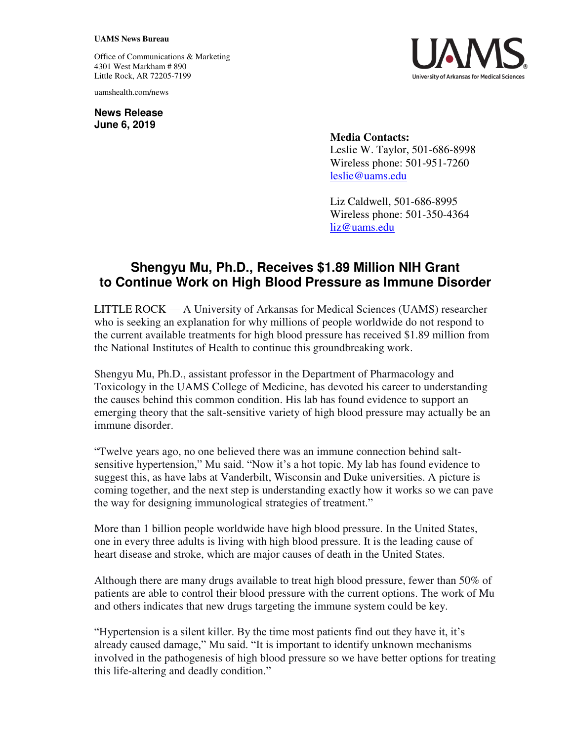**UAMS News Bureau**

Office of Communications & Marketing
4301 West Markham # 890
Little Rock, AR 72205-7199

uamshealth.com/news

**News Release**
**June 6, 2019**

**Media Contacts:**
Leslie W. Taylor, 501-686-8998
Wireless phone: 501-951-7260
leslie@uams.edu

Liz Caldwell, 501-686-8995
Wireless phone: 501-350-4364
liz@uams.edu

# Shengyu Mu, Ph.D., Receives $1.89 Million NIH Grant to Continue Work on High Blood Pressure as Immune Disorder

LITTLE ROCK — A University of Arkansas for Medical Sciences (UAMS) researcher who is seeking an explanation for why millions of people worldwide do not respond to the current available treatments for high blood pressure has received $1.89 million from the National Institutes of Health to continue this groundbreaking work.

Shengyu Mu, Ph.D., assistant professor in the Department of Pharmacology and Toxicology in the UAMS College of Medicine, has devoted his career to understanding the causes behind this common condition. His lab has found evidence to support an emerging theory that the salt-sensitive variety of high blood pressure may actually be an immune disorder.

"Twelve years ago, no one believed there was an immune connection behind salt-sensitive hypertension," Mu said. "Now it's a hot topic. My lab has found evidence to suggest this, as have labs at Vanderbilt, Wisconsin and Duke universities. A picture is coming together, and the next step is understanding exactly how it works so we can pave the way for designing immunological strategies of treatment."

More than 1 billion people worldwide have high blood pressure. In the United States, one in every three adults is living with high blood pressure. It is the leading cause of heart disease and stroke, which are major causes of death in the United States.

Although there are many drugs available to treat high blood pressure, fewer than 50% of patients are able to control their blood pressure with the current options. The work of Mu and others indicates that new drugs targeting the immune system could be key.

"Hypertension is a silent killer. By the time most patients find out they have it, it's already caused damage," Mu said. "It is important to identify unknown mechanisms involved in the pathogenesis of high blood pressure so we have better options for treating this life-altering and deadly condition."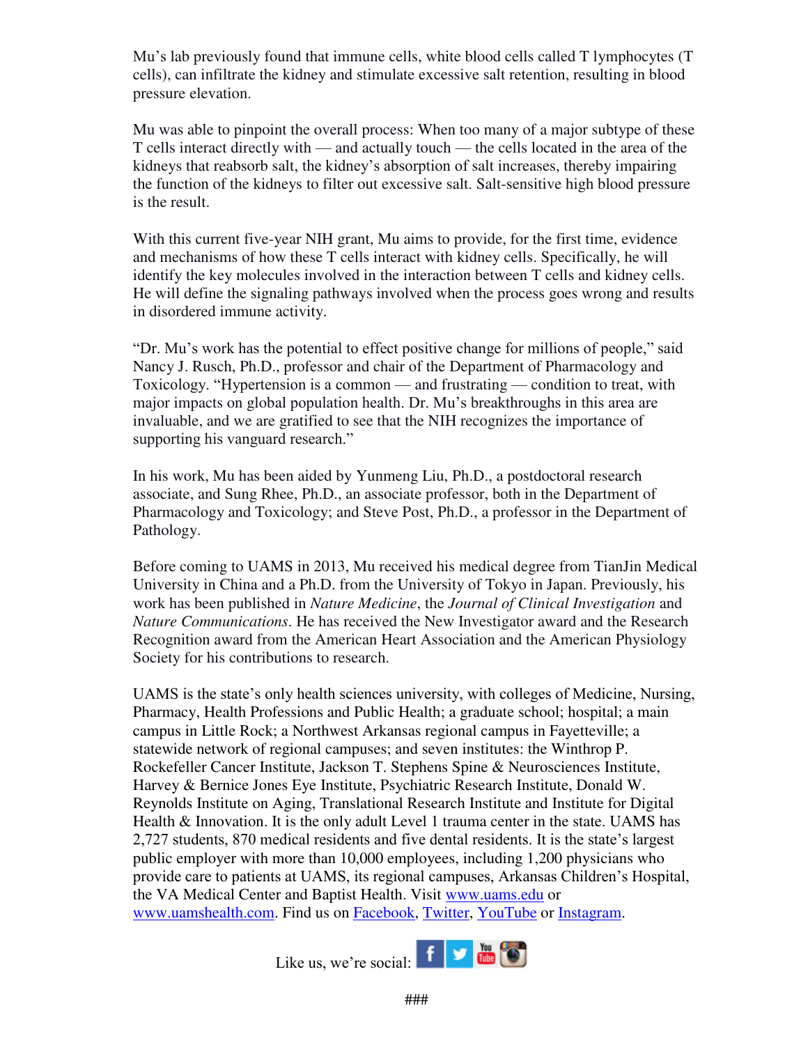Mu's lab previously found that immune cells, white blood cells called T lymphocytes (T cells), can infiltrate the kidney and stimulate excessive salt retention, resulting in blood pressure elevation.

Mu was able to pinpoint the overall process: When too many of a major subtype of these T cells interact directly with — and actually touch — the cells located in the area of the kidneys that reabsorb salt, the kidney's absorption of salt increases, thereby impairing the function of the kidneys to filter out excessive salt. Salt-sensitive high blood pressure is the result.

With this current five-year NIH grant, Mu aims to provide, for the first time, evidence and mechanisms of how these T cells interact with kidney cells. Specifically, he will identify the key molecules involved in the interaction between T cells and kidney cells. He will define the signaling pathways involved when the process goes wrong and results in disordered immune activity.

"Dr. Mu's work has the potential to effect positive change for millions of people," said Nancy J. Rusch, Ph.D., professor and chair of the Department of Pharmacology and Toxicology. "Hypertension is a common — and frustrating — condition to treat, with major impacts on global population health. Dr. Mu's breakthroughs in this area are invaluable, and we are gratified to see that the NIH recognizes the importance of supporting his vanguard research."

In his work, Mu has been aided by Yunmeng Liu, Ph.D., a postdoctoral research associate, and Sung Rhee, Ph.D., an associate professor, both in the Department of Pharmacology and Toxicology; and Steve Post, Ph.D., a professor in the Department of Pathology.

Before coming to UAMS in 2013, Mu received his medical degree from TianJin Medical University in China and a Ph.D. from the University of Tokyo in Japan. Previously, his work has been published in *Nature Medicine*, the *Journal of Clinical Investigation* and *Nature Communications*. He has received the New Investigator award and the Research Recognition award from the American Heart Association and the American Physiology Society for his contributions to research.

UAMS is the state's only health sciences university, with colleges of Medicine, Nursing, Pharmacy, Health Professions and Public Health; a graduate school; hospital; a main campus in Little Rock; a Northwest Arkansas regional campus in Fayetteville; a statewide network of regional campuses; and seven institutes: the Winthrop P. Rockefeller Cancer Institute, Jackson T. Stephens Spine & Neurosciences Institute, Harvey & Bernice Jones Eye Institute, Psychiatric Research Institute, Donald W. Reynolds Institute on Aging, Translational Research Institute and Institute for Digital Health & Innovation. It is the only adult Level 1 trauma center in the state. UAMS has 2,727 students, 870 medical residents and five dental residents. It is the state's largest public employer with more than 10,000 employees, including 1,200 physicians who provide care to patients at UAMS, its regional campuses, Arkansas Children's Hospital, the VA Medical Center and Baptist Health. Visit [www.uams.edu](www.uams.edu) or [www.uamshealth.com](www.uamshealth.com). Find us on Facebook, Twitter, YouTube or Instagram.

Like us, we're social:

###